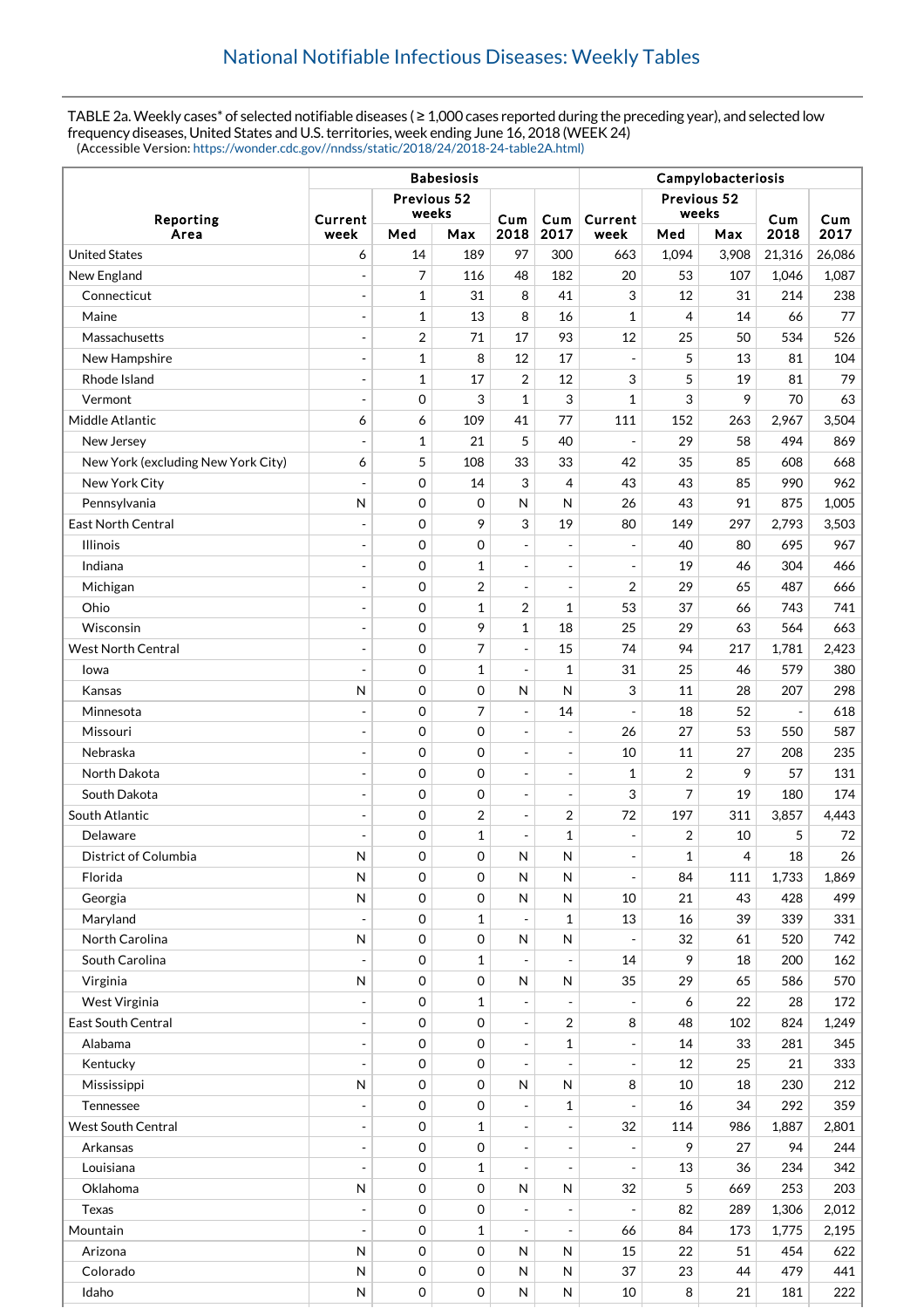# National Notifiable Infectious Diseases: Weekly Tables

TABLE 2a. Weekly cases* of selected notifiable diseases ( ≥ 1,000 cases reported during the preceding year), and selected low frequency diseases, United States and U.S. territories, week ending June 16, 2018 (WEEK 24)
(Accessible Version: https://wonder.cdc.gov//nndss/static/2018/24/2018-24-table2A.html)

| Reporting Area | Babesiosis | | | | | Campylobacteriosis | | | | |
|---|---|---|---|---|---|---|---|---|---|---|
| | Current week | Previous 52 weeks | | Cum 2018 | Cum 2017 | Current week | Previous 52 weeks | | Cum 2018 | Cum 2017 |
| | | Med | Max | | | | Med | Max | | |
| United States | 6 | 14 | 189 | 97 | 300 | 663 | 1,094 | 3,908 | 21,316 | 26,086 |
| New England | - | 7 | 116 | 48 | 182 | 20 | 53 | 107 | 1,046 | 1,087 |
| Connecticut | - | 1 | 31 | 8 | 41 | 3 | 12 | 31 | 214 | 238 |
| Maine | - | 1 | 13 | 8 | 16 | 1 | 4 | 14 | 66 | 77 |
| Massachusetts | - | 2 | 71 | 17 | 93 | 12 | 25 | 50 | 534 | 526 |
| New Hampshire | - | 1 | 8 | 12 | 17 | - | 5 | 13 | 81 | 104 |
| Rhode Island | - | 1 | 17 | 2 | 12 | 3 | 5 | 19 | 81 | 79 |
| Vermont | - | 0 | 3 | 1 | 3 | 1 | 3 | 9 | 70 | 63 |
| Middle Atlantic | 6 | 6 | 109 | 41 | 77 | 111 | 152 | 263 | 2,967 | 3,504 |
| New Jersey | - | 1 | 21 | 5 | 40 | - | 29 | 58 | 494 | 869 |
| New York (excluding New York City) | 6 | 5 | 108 | 33 | 33 | 42 | 35 | 85 | 608 | 668 |
| New York City | - | 0 | 14 | 3 | 4 | 43 | 43 | 85 | 990 | 962 |
| Pennsylvania | N | 0 | 0 | N | N | 26 | 43 | 91 | 875 | 1,005 |
| East North Central | - | 0 | 9 | 3 | 19 | 80 | 149 | 297 | 2,793 | 3,503 |
| Illinois | - | 0 | 0 | - | - | - | 40 | 80 | 695 | 967 |
| Indiana | - | 0 | 1 | - | - | - | 19 | 46 | 304 | 466 |
| Michigan | - | 0 | 2 | - | - | 2 | 29 | 65 | 487 | 666 |
| Ohio | - | 0 | 1 | 2 | 1 | 53 | 37 | 66 | 743 | 741 |
| Wisconsin | - | 0 | 9 | 1 | 18 | 25 | 29 | 63 | 564 | 663 |
| West North Central | - | 0 | 7 | - | 15 | 74 | 94 | 217 | 1,781 | 2,423 |
| Iowa | - | 0 | 1 | - | 1 | 31 | 25 | 46 | 579 | 380 |
| Kansas | N | 0 | 0 | N | N | 3 | 11 | 28 | 207 | 298 |
| Minnesota | - | 0 | 7 | - | 14 | - | 18 | 52 | - | 618 |
| Missouri | - | 0 | 0 | - | - | 26 | 27 | 53 | 550 | 587 |
| Nebraska | - | 0 | 0 | - | - | 10 | 11 | 27 | 208 | 235 |
| North Dakota | - | 0 | 0 | - | - | 1 | 2 | 9 | 57 | 131 |
| South Dakota | - | 0 | 0 | - | - | 3 | 7 | 19 | 180 | 174 |
| South Atlantic | - | 0 | 2 | - | 2 | 72 | 197 | 311 | 3,857 | 4,443 |
| Delaware | - | 0 | 1 | - | 1 | - | 2 | 10 | 5 | 72 |
| District of Columbia | N | 0 | 0 | N | N | - | 1 | 4 | 18 | 26 |
| Florida | N | 0 | 0 | N | N | - | 84 | 111 | 1,733 | 1,869 |
| Georgia | N | 0 | 0 | N | N | 10 | 21 | 43 | 428 | 499 |
| Maryland | - | 0 | 1 | - | 1 | 13 | 16 | 39 | 339 | 331 |
| North Carolina | N | 0 | 0 | N | N | - | 32 | 61 | 520 | 742 |
| South Carolina | - | 0 | 1 | - | - | 14 | 9 | 18 | 200 | 162 |
| Virginia | N | 0 | 0 | N | N | 35 | 29 | 65 | 586 | 570 |
| West Virginia | - | 0 | 1 | - | - | - | 6 | 22 | 28 | 172 |
| East South Central | - | 0 | 0 | - | 2 | 8 | 48 | 102 | 824 | 1,249 |
| Alabama | - | 0 | 0 | - | 1 | - | 14 | 33 | 281 | 345 |
| Kentucky | - | 0 | 0 | - | - | - | 12 | 25 | 21 | 333 |
| Mississippi | N | 0 | 0 | N | N | 8 | 10 | 18 | 230 | 212 |
| Tennessee | - | 0 | 0 | - | 1 | - | 16 | 34 | 292 | 359 |
| West South Central | - | 0 | 1 | - | - | 32 | 114 | 986 | 1,887 | 2,801 |
| Arkansas | - | 0 | 0 | - | - | - | 9 | 27 | 94 | 244 |
| Louisiana | - | 0 | 1 | - | - | - | 13 | 36 | 234 | 342 |
| Oklahoma | N | 0 | 0 | N | N | 32 | 5 | 669 | 253 | 203 |
| Texas | - | 0 | 0 | - | - | - | 82 | 289 | 1,306 | 2,012 |
| Mountain | - | 0 | 1 | - | - | 66 | 84 | 173 | 1,775 | 2,195 |
| Arizona | N | 0 | 0 | N | N | 15 | 22 | 51 | 454 | 622 |
| Colorado | N | 0 | 0 | N | N | 37 | 23 | 44 | 479 | 441 |
| Idaho | N | 0 | 0 | N | N | 10 | 8 | 21 | 181 | 222 |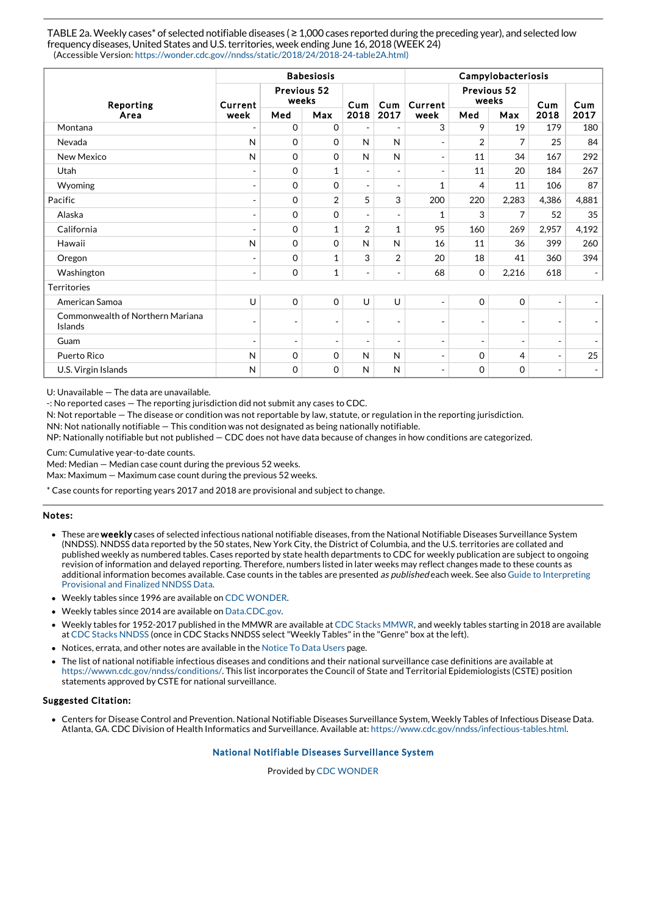TABLE 2a. Weekly cases* of selected notifiable diseases ( ≥ 1,000 cases reported during the preceding year), and selected low frequency diseases, United States and U.S. territories, week ending June 16, 2018 (WEEK 24)
(Accessible Version: https://wonder.cdc.gov//nndss/static/2018/24/2018-24-table2A.html)

| Reporting Area | Babesiosis | | | | | Campylobacteriosis | | | | |
|---|---|---|---|---|---|---|---|---|---|---|
| | Current week | Previous 52 weeks | | Cum 2018 | Cum 2017 | Current week | Previous 52 weeks | | Cum 2018 | Cum 2017 |
| | | Med | Max | | | | Med | Max | | |
| Montana | - | 0 | 0 | - | - | 3 | 9 | 19 | 179 | 180 |
| Nevada | N | 0 | 0 | N | N | - | 2 | 7 | 25 | 84 |
| New Mexico | N | 0 | 0 | N | N | - | 11 | 34 | 167 | 292 |
| Utah | - | 0 | 1 | - | - | - | 11 | 20 | 184 | 267 |
| Wyoming | - | 0 | 0 | - | - | 1 | 4 | 11 | 106 | 87 |
| Pacific | - | 0 | 2 | 5 | 3 | 200 | 220 | 2,283 | 4,386 | 4,881 |
| Alaska | - | 0 | 0 | - | - | 1 | 3 | 7 | 52 | 35 |
| California | - | 0 | 1 | 2 | 1 | 95 | 160 | 269 | 2,957 | 4,192 |
| Hawaii | N | 0 | 0 | N | N | 16 | 11 | 36 | 399 | 260 |
| Oregon | - | 0 | 1 | 3 | 2 | 20 | 18 | 41 | 360 | 394 |
| Washington | - | 0 | 1 | - | - | 68 | 0 | 2,216 | 618 | - |
| Territories | | | | | | | | | | |
| American Samoa | U | 0 | 0 | U | U | - | 0 | 0 | - | - |
| Commonwealth of Northern Mariana Islands | - | - | - | - | - | - | - | - | - | - |
| Guam | - | - | - | - | - | - | - | - | - | - |
| Puerto Rico | N | 0 | 0 | N | N | - | 0 | 4 | - | 25 |
| U.S. Virgin Islands | N | 0 | 0 | N | N | - | 0 | 0 | - | - |

U: Unavailable — The data are unavailable.
-: No reported cases — The reporting jurisdiction did not submit any cases to CDC.
N: Not reportable — The disease or condition was not reportable by law, statute, or regulation in the reporting jurisdiction.
NN: Not nationally notifiable — This condition was not designated as being nationally notifiable.
NP: Nationally notifiable but not published — CDC does not have data because of changes in how conditions are categorized.

Cum: Cumulative year-to-date counts.
Med: Median — Median case count during the previous 52 weeks.
Max: Maximum — Maximum case count during the previous 52 weeks.

* Case counts for reporting years 2017 and 2018 are provisional and subject to change.

### Notes:

- These are **weekly** cases of selected infectious national notifiable diseases, from the National Notifiable Diseases Surveillance System (NNDSS). NNDSS data reported by the 50 states, New York City, the District of Columbia, and the U.S. territories are collated and published weekly as numbered tables. Cases reported by state health departments to CDC for weekly publication are subject to ongoing revision of information and delayed reporting. Therefore, numbers listed in later weeks may reflect changes made to these counts as additional information becomes available. Case counts in the tables are presented *as published* each week. See also Guide to Interpreting Provisional and Finalized NNDSS Data.
- Weekly tables since 1996 are available on CDC WONDER.
- Weekly tables since 2014 are available on Data.CDC.gov.
- Weekly tables for 1952-2017 published in the MMWR are available at CDC Stacks MMWR, and weekly tables starting in 2018 are available at CDC Stacks NNDSS (once in CDC Stacks NNDSS select "Weekly Tables" in the "Genre" box at the left).
- Notices, errata, and other notes are available in the Notice To Data Users page.
- The list of national notifiable infectious diseases and conditions and their national surveillance case definitions are available at https://wwwn.cdc.gov/nndss/conditions/. This list incorporates the Council of State and Territorial Epidemiologists (CSTE) position statements approved by CSTE for national surveillance.

### Suggested Citation:

- Centers for Disease Control and Prevention. National Notifiable Diseases Surveillance System, Weekly Tables of Infectious Disease Data. Atlanta, GA. CDC Division of Health Informatics and Surveillance. Available at: https://www.cdc.gov/nndss/infectious-tables.html.

National Notifiable Diseases Surveillance System

Provided by CDC WONDER